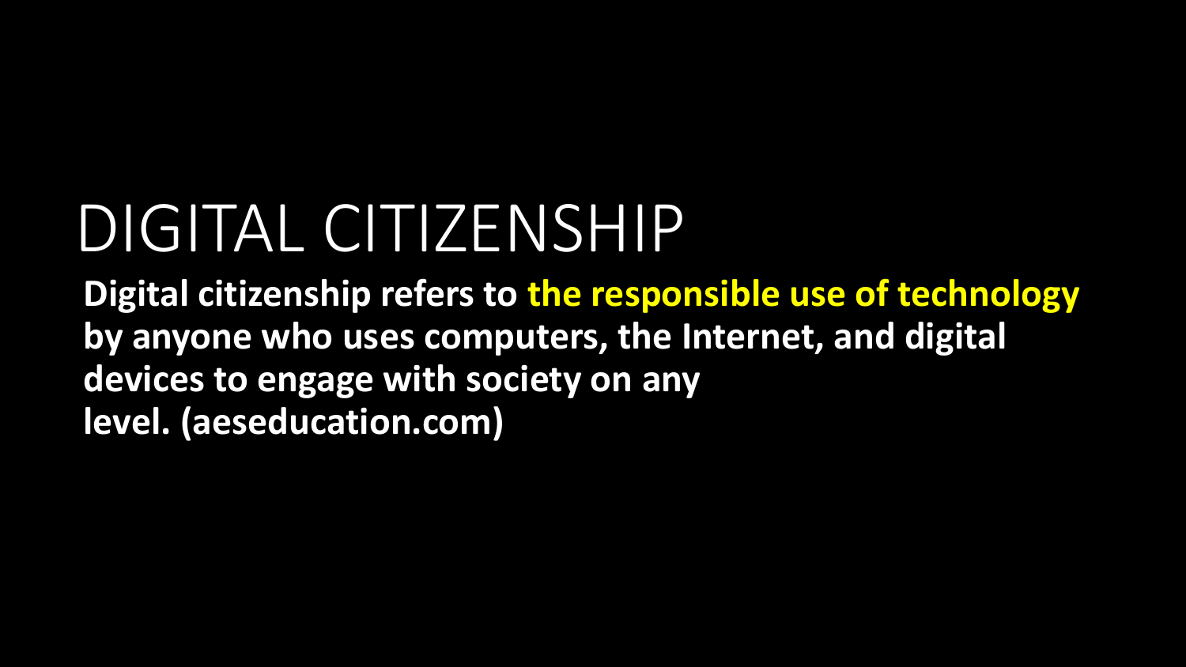# DIGITAL CITIZENSHIP

**Digital citizenship refers to the responsible use of technology by anyone who uses computers, the Internet, and digital devices to engage with society on any level. (aeseducation.com)**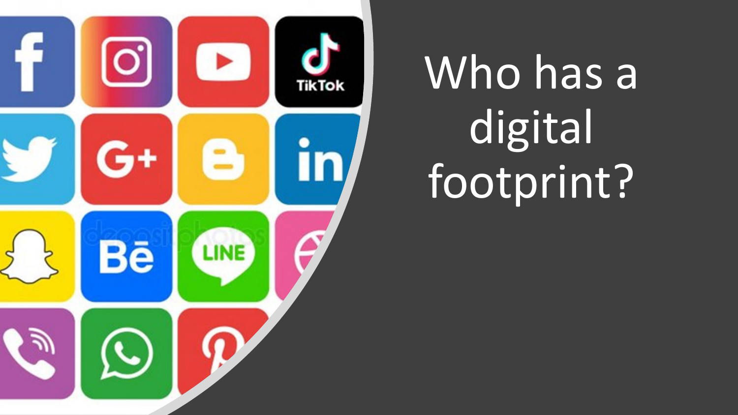# Who has a digital footprint?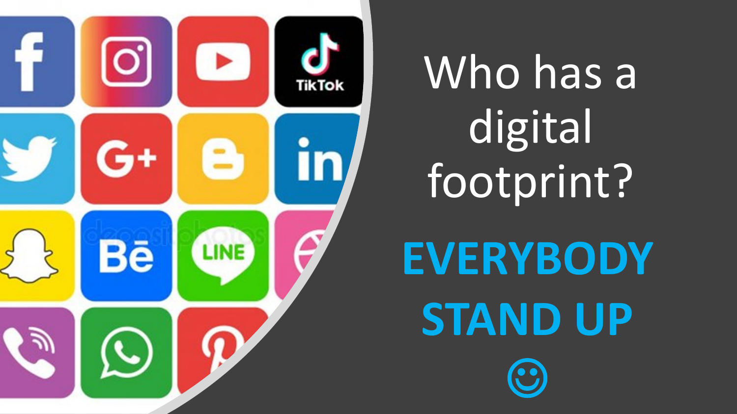# Who has a digital footprint?

**EVERYBODY STAND UP**

☺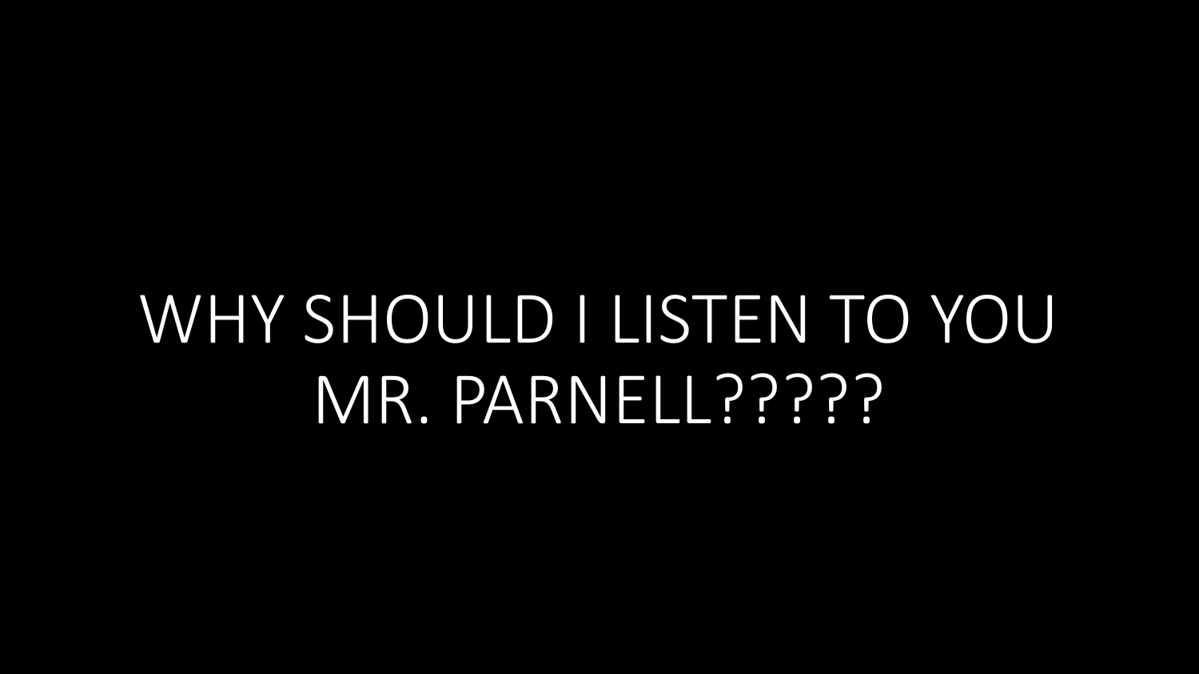# WHY SHOULD I LISTEN TO YOU MR. PARNELL?????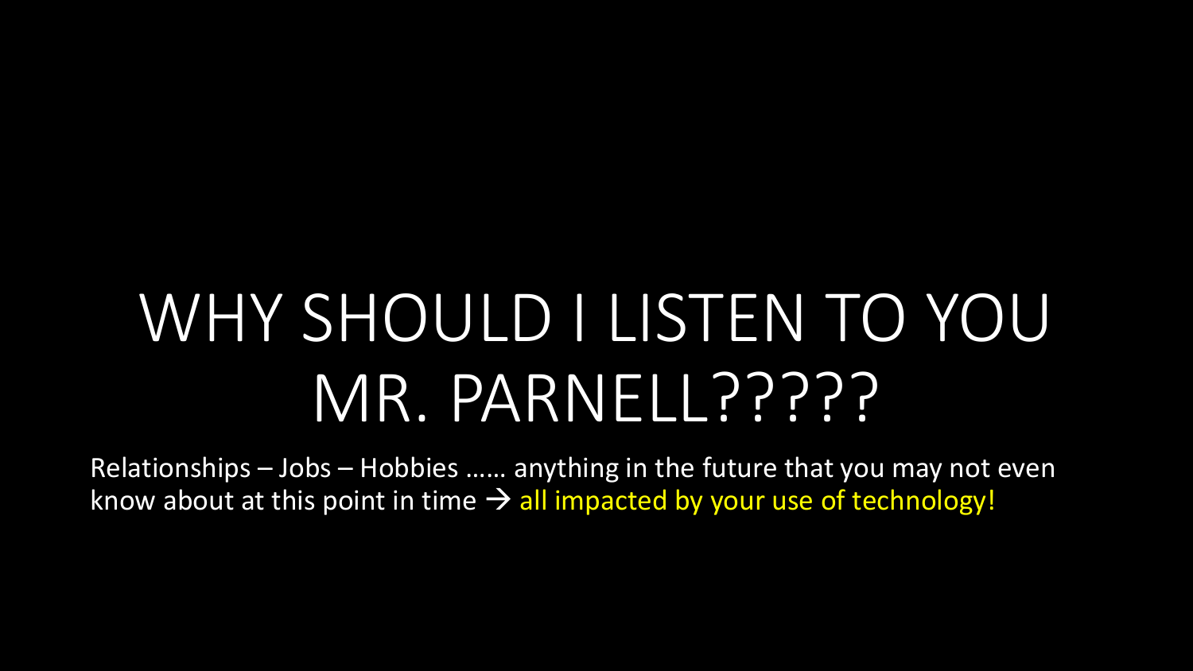# WHY SHOULD I LISTEN TO YOU MR. PARNELL?????

Relationships – Jobs – Hobbies …… anything in the future that you may not even know about at this point in time → all impacted by your use of technology!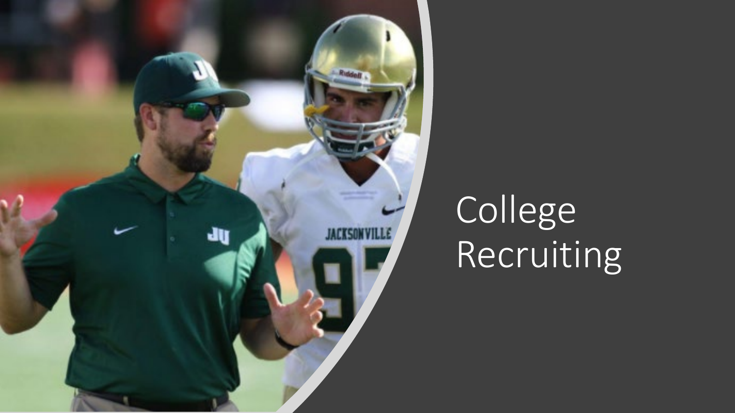# College Recruiting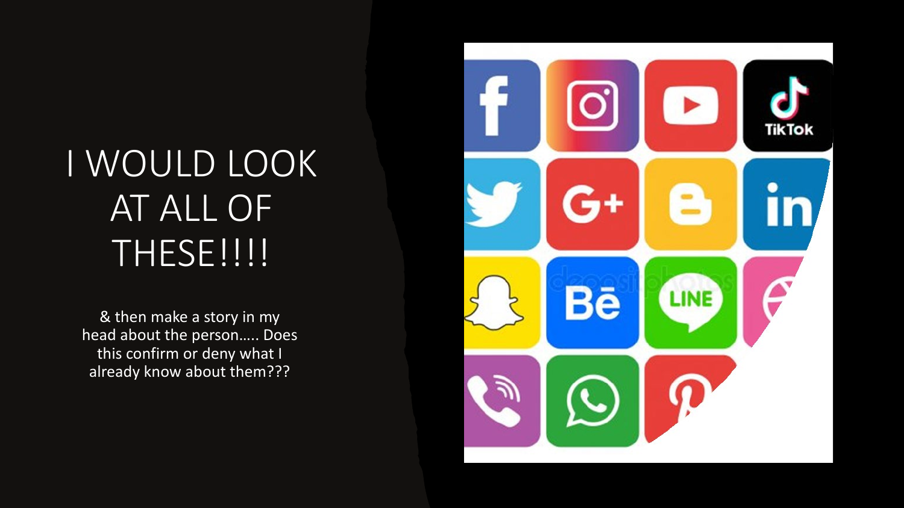# I WOULD LOOK AT ALL OF THESE!!!!

& then make a story in my head about the person….. Does this confirm or deny what I already know about them???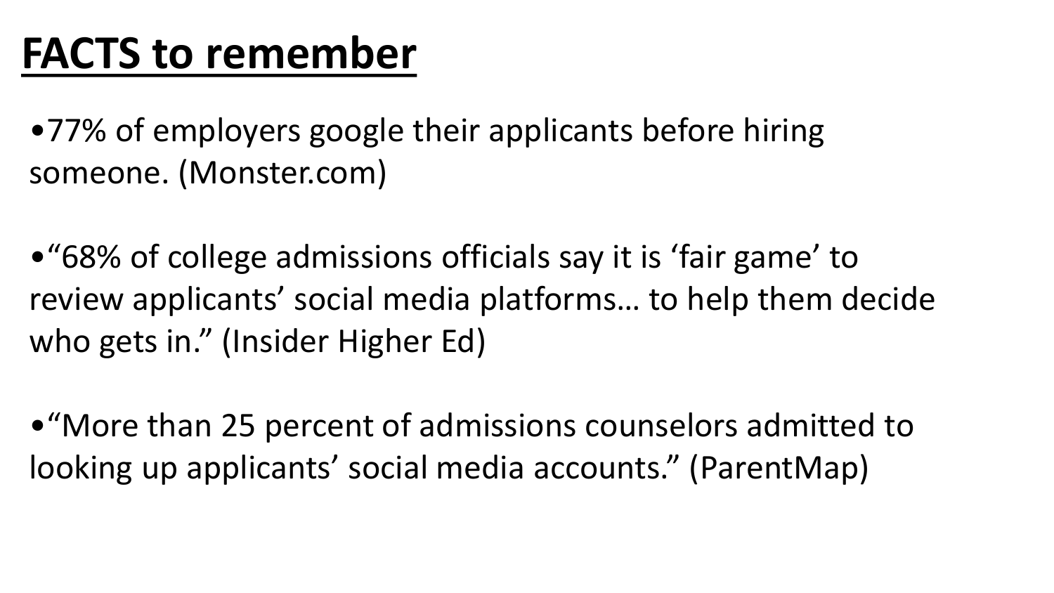# **FACTS to remember**

- 77% of employers google their applicants before hiring someone. (Monster.com)

- "68% of college admissions officials say it is 'fair game' to review applicants' social media platforms… to help them decide who gets in." (Insider Higher Ed)

- "More than 25 percent of admissions counselors admitted to looking up applicants' social media accounts." (ParentMap)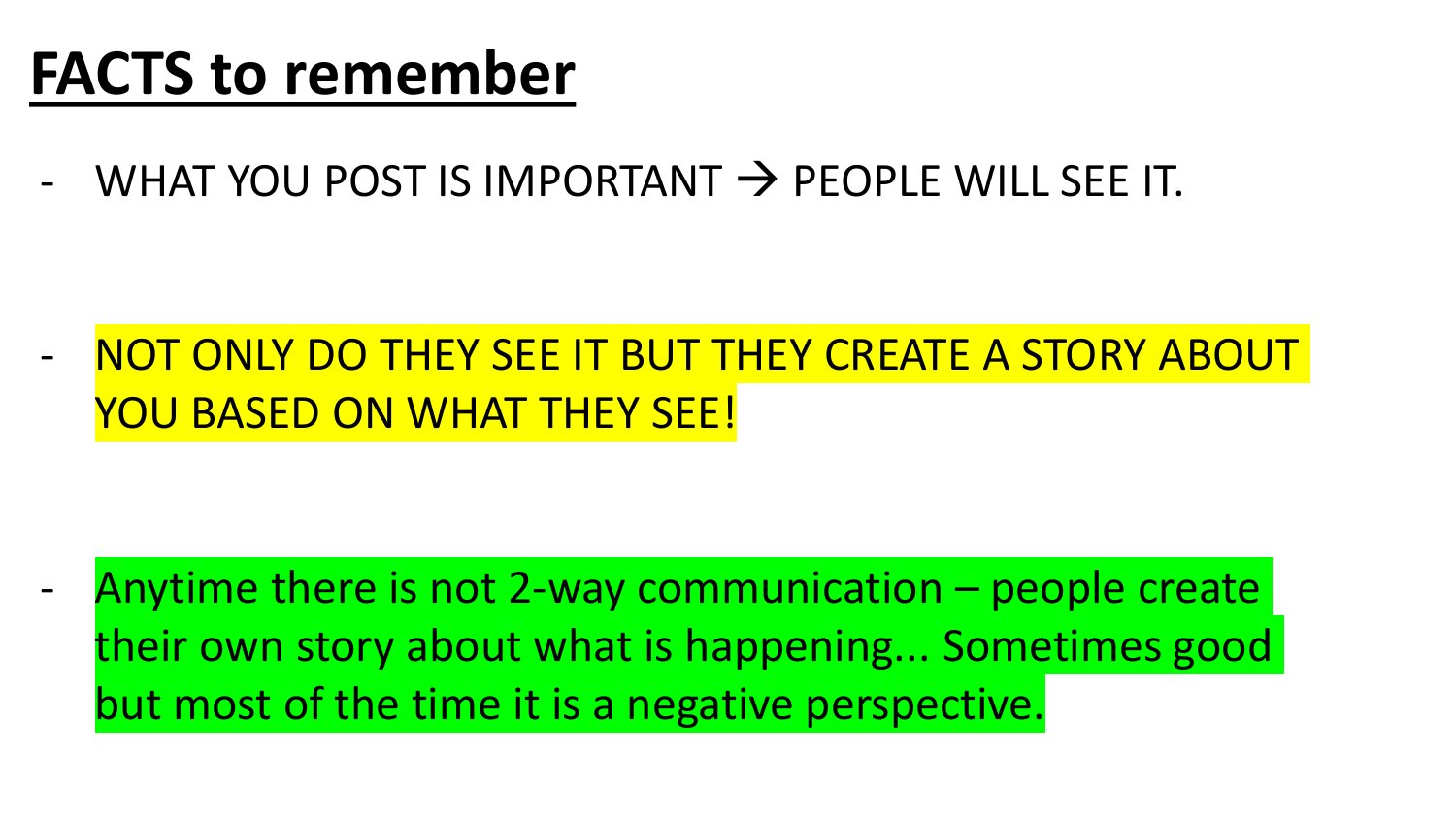# FACTS to remember

- WHAT YOU POST IS IMPORTANT → PEOPLE WILL SEE IT.

- NOT ONLY DO THEY SEE IT BUT THEY CREATE A STORY ABOUT YOU BASED ON WHAT THEY SEE!

- Anytime there is not 2-way communication – people create their own story about what is happening... Sometimes good but most of the time it is a negative perspective.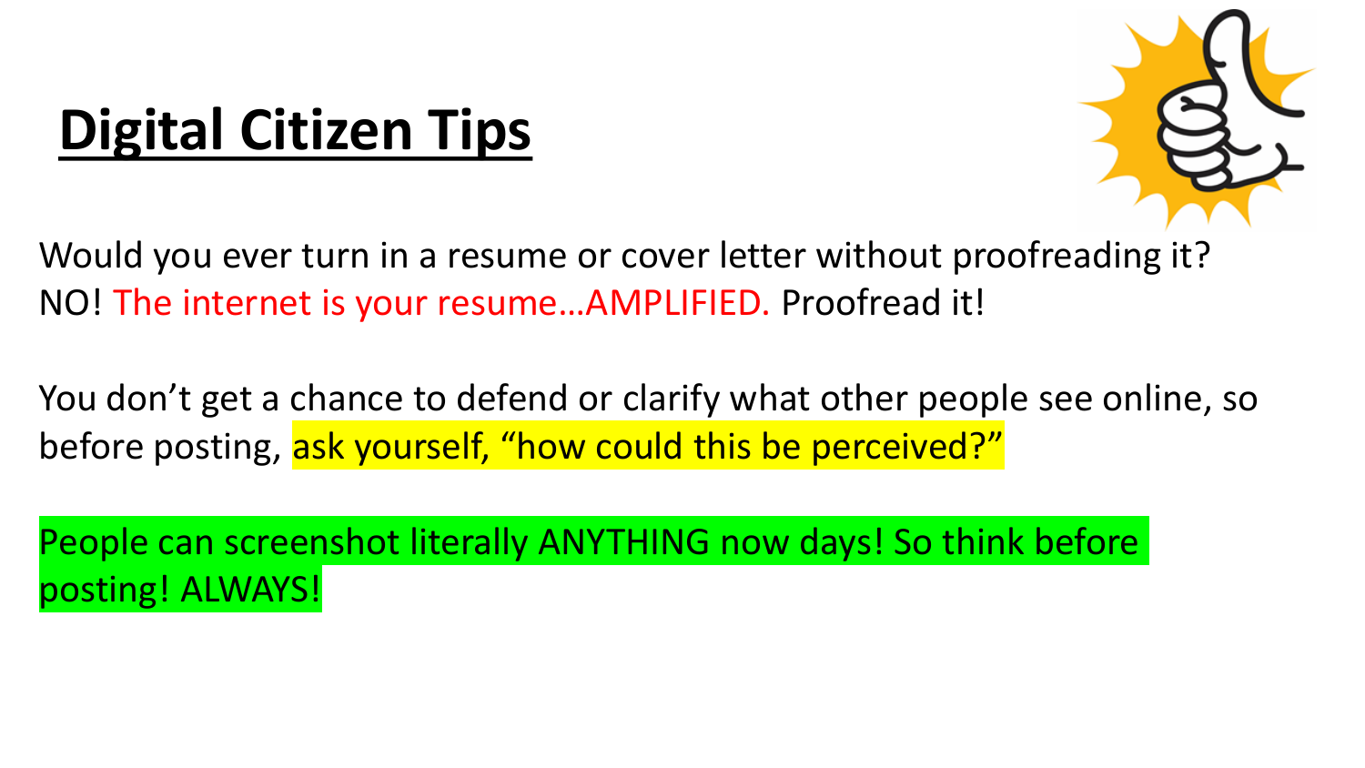# Digital Citizen Tips

Would you ever turn in a resume or cover letter without proofreading it? NO! The internet is your resume…AMPLIFIED. Proofread it!

You don't get a chance to defend or clarify what other people see online, so before posting, ask yourself, "how could this be perceived?"

People can screenshot literally ANYTHING now days! So think before posting! ALWAYS!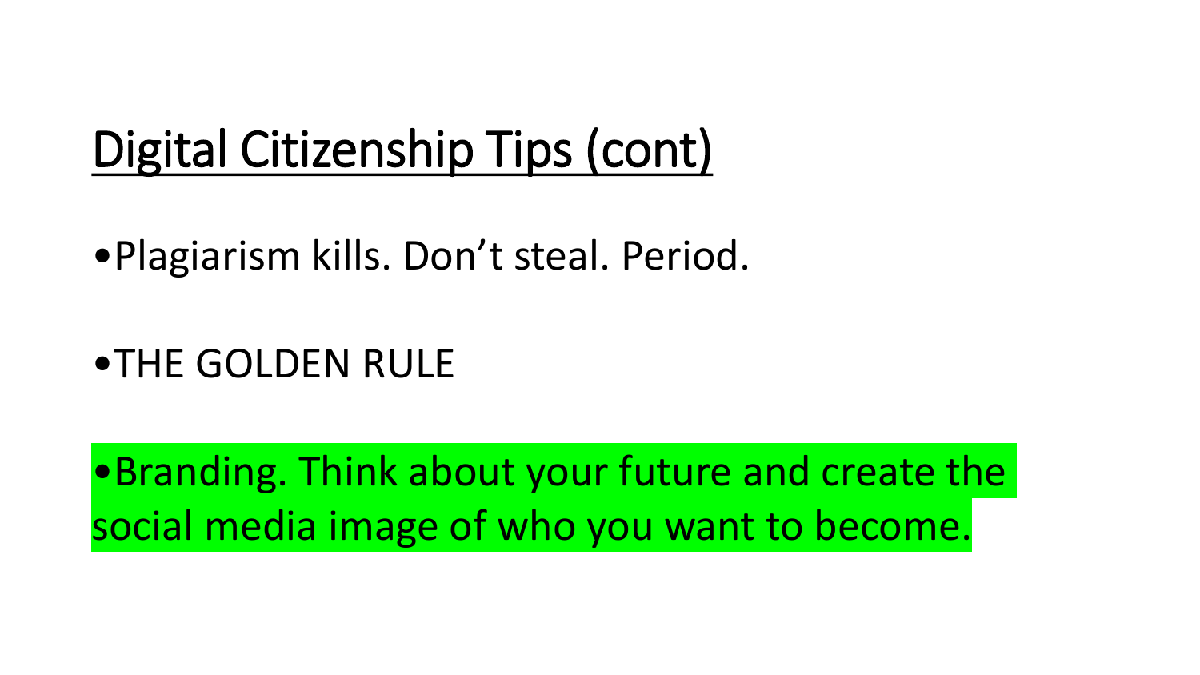# Digital Citizenship Tips (cont)

- Plagiarism kills. Don't steal. Period.
- THE GOLDEN RULE
- Branding. Think about your future and create the social media image of who you want to become.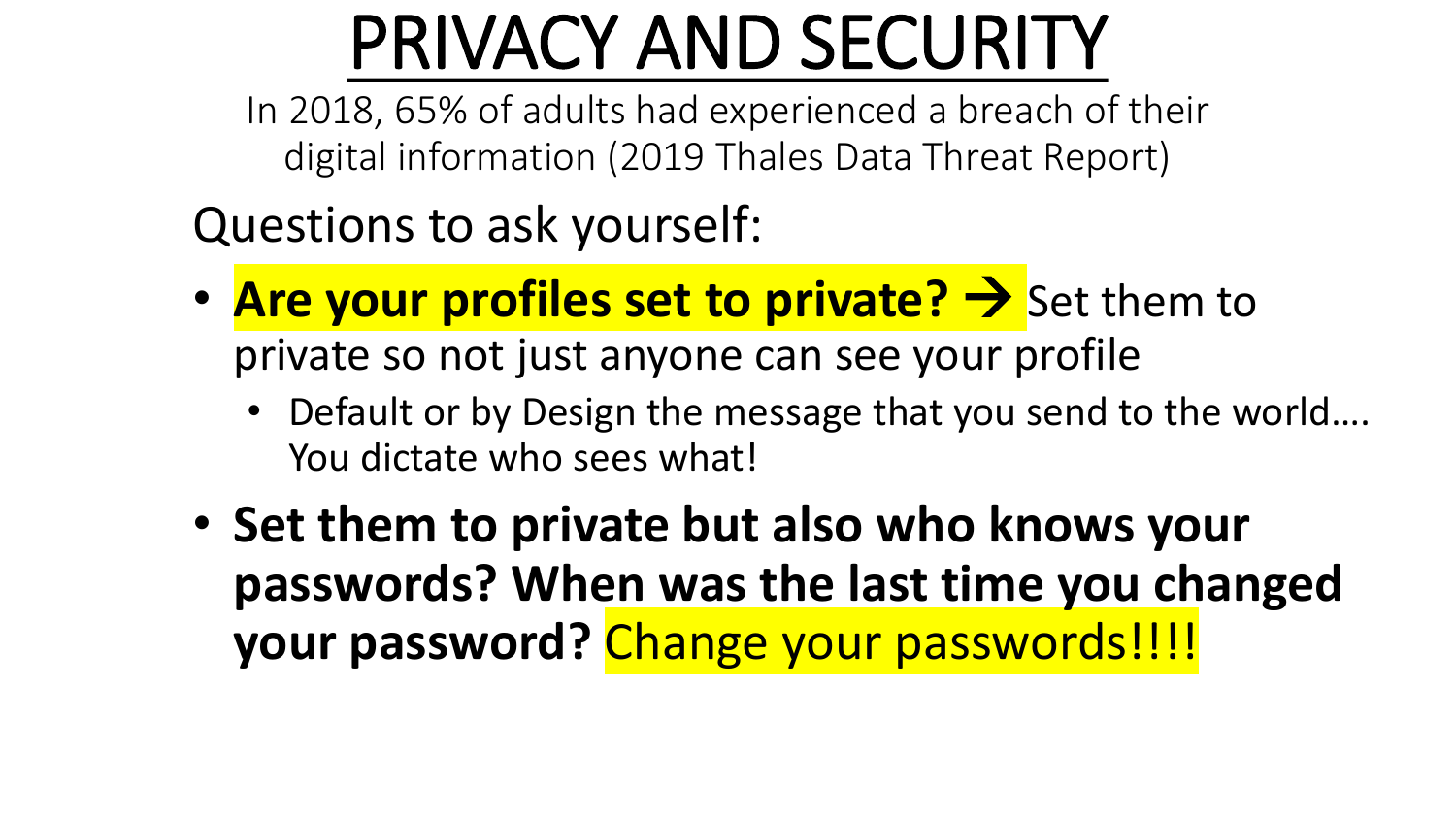# PRIVACY AND SECURITY

In 2018, 65% of adults had experienced a breach of their digital information (2019 Thales Data Threat Report)

Questions to ask yourself:

- **Are your profiles set to private? →** Set them to private so not just anyone can see your profile
  - Default or by Design the message that you send to the world…. You dictate who sees what!
- **Set them to private but also who knows your passwords? When was the last time you changed your password?** Change your passwords!!!!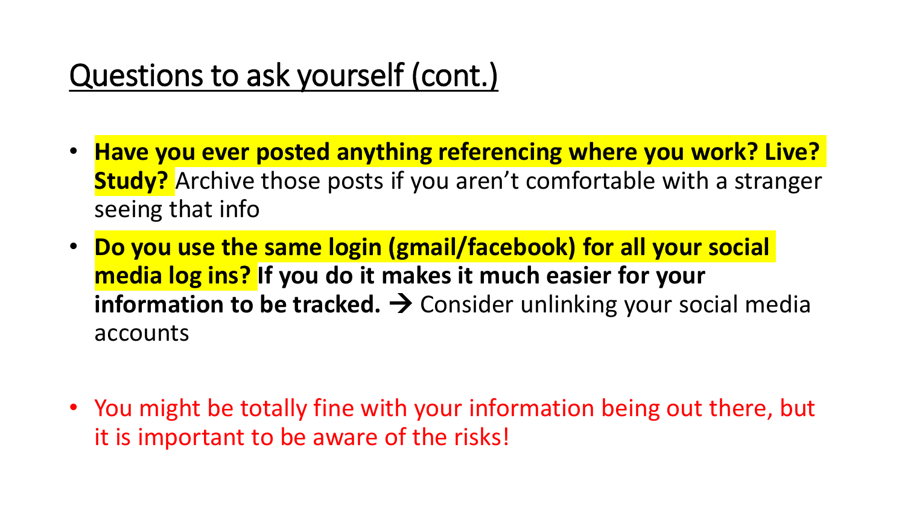## Questions to ask yourself (cont.)

- **Have you ever posted anything referencing where you work? Live? Study?** Archive those posts if you aren't comfortable with a stranger seeing that info
- **Do you use the same login (gmail/facebook) for all your social media log ins? If you do it makes it much easier for your information to be tracked.** → Consider unlinking your social media accounts

- You might be totally fine with your information being out there, but it is important to be aware of the risks!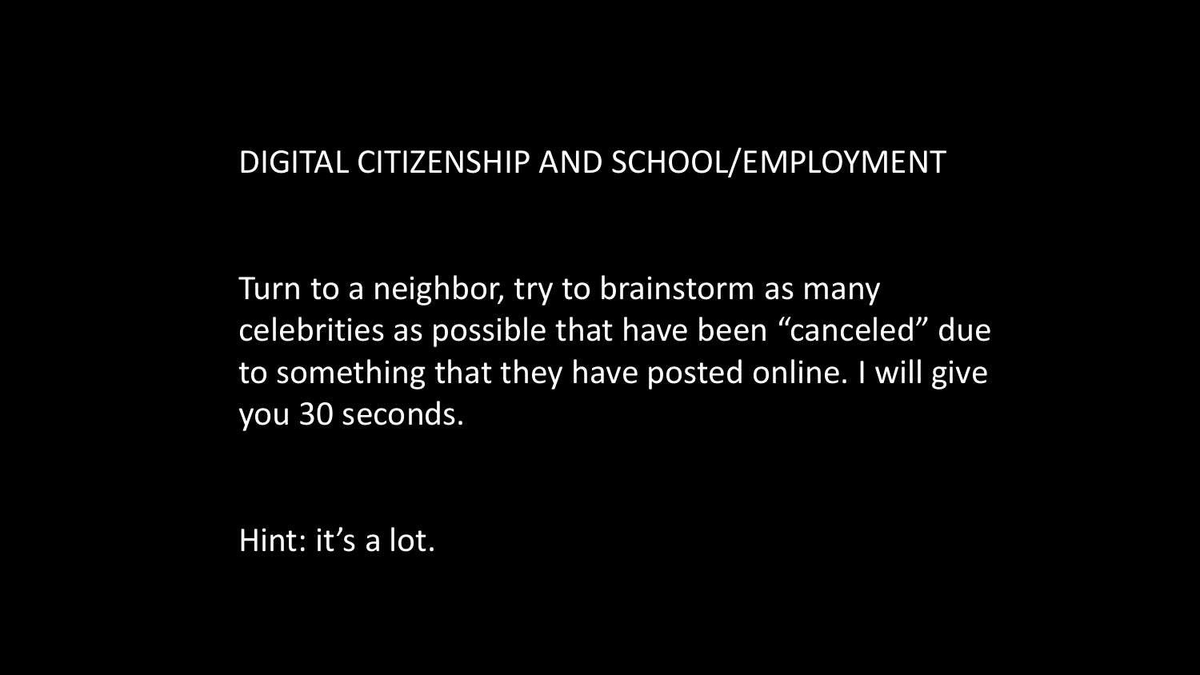# DIGITAL CITIZENSHIP AND SCHOOL/EMPLOYMENT

Turn to a neighbor, try to brainstorm as many celebrities as possible that have been "canceled" due to something that they have posted online. I will give you 30 seconds.

Hint: it's a lot.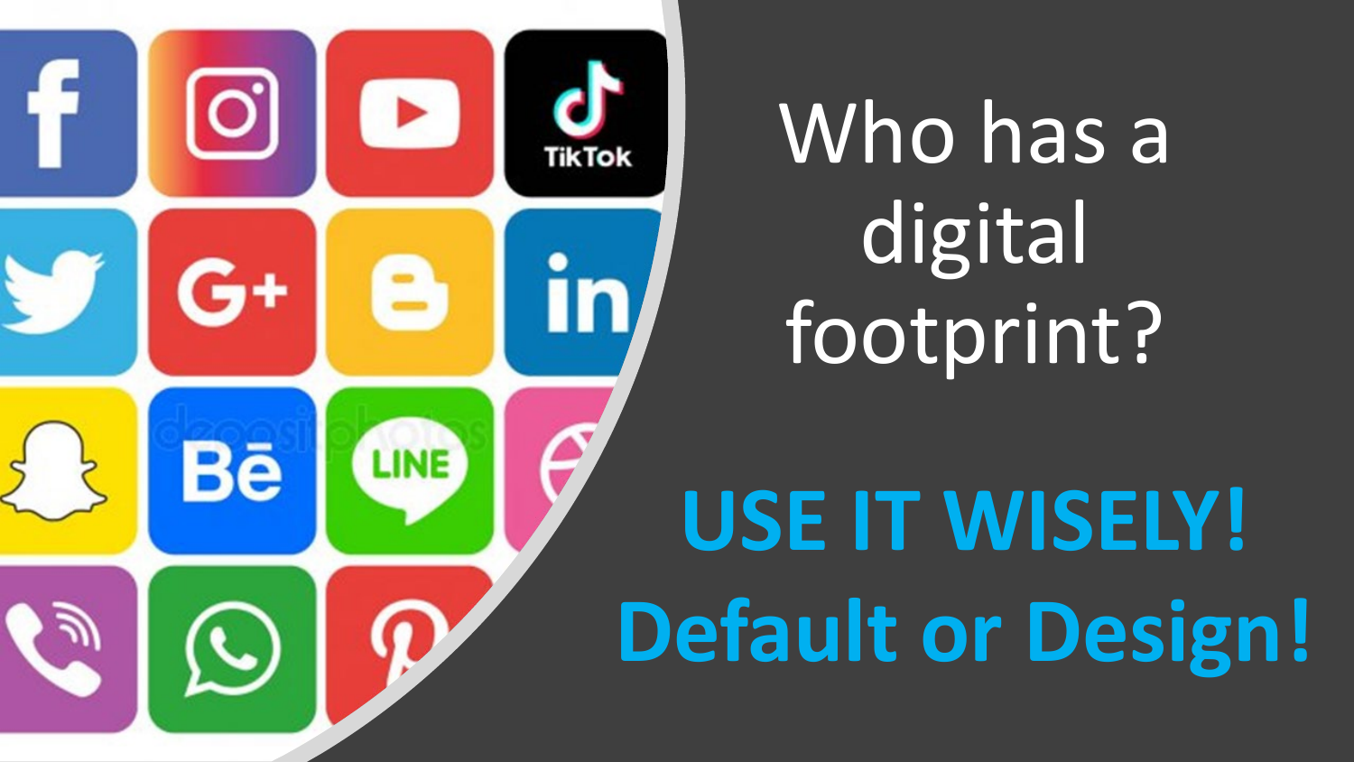# Who has a digital footprint?

**USE IT WISELY!**

**Default or Design!**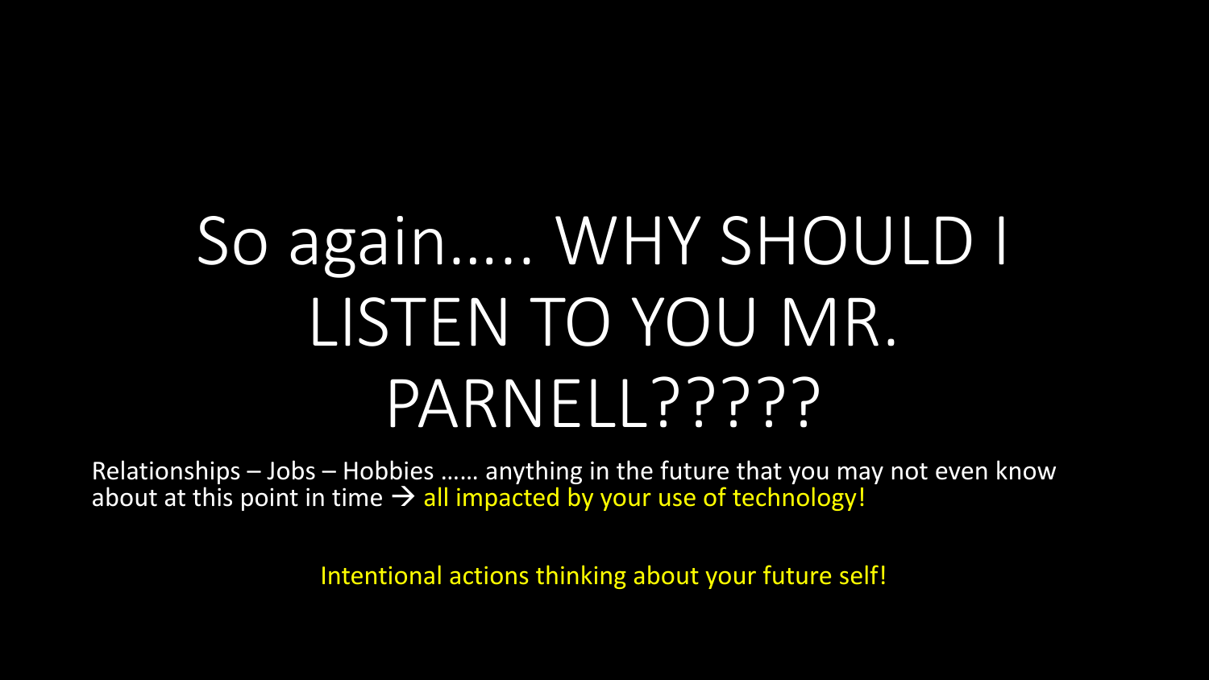# So again….. WHY SHOULD I LISTEN TO YOU MR. PARNELL?????

Relationships – Jobs – Hobbies …… anything in the future that you may not even know about at this point in time → all impacted by your use of technology!

Intentional actions thinking about your future self!